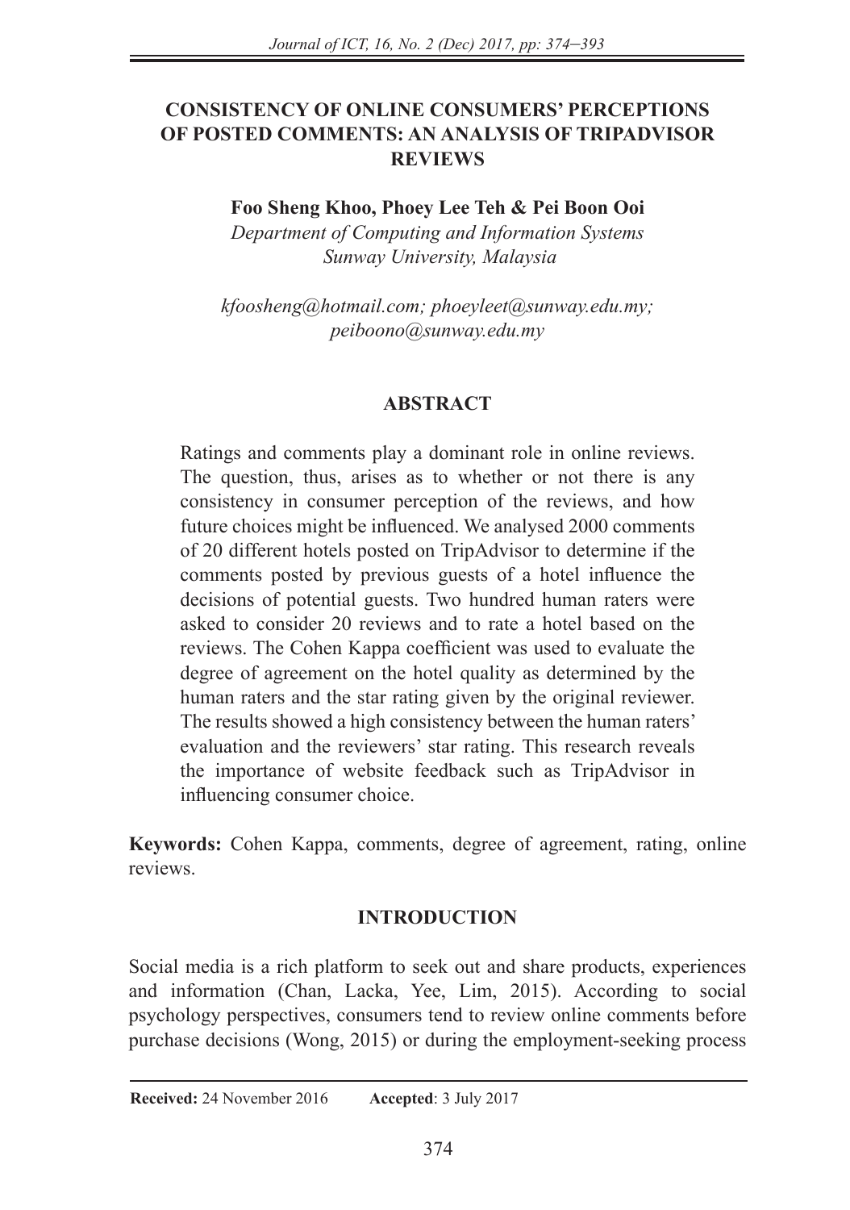# CONSISTENCY OF ONLINE CONSUMERS' PERCEPTIONS OF POSTED COMMENTS: AN ANALYSIS OF TRIPADVISOR REVIEWS

**Foo Sheng Khoo, Phoey Lee Teh & Pei Boon Ooi**

*Department of Computing and Information Systems*
*Sunway University, Malaysia*

*kfoosheng@hotmail.com; phoeyleet@sunway.edu.my; peiboono@sunway.edu.my*

## ABSTRACT

Ratings and comments play a dominant role in online reviews. The question, thus, arises as to whether or not there is any consistency in consumer perception of the reviews, and how future choices might be influenced. We analysed 2000 comments of 20 different hotels posted on TripAdvisor to determine if the comments posted by previous guests of a hotel influence the decisions of potential guests. Two hundred human raters were asked to consider 20 reviews and to rate a hotel based on the reviews. The Cohen Kappa coefficient was used to evaluate the degree of agreement on the hotel quality as determined by the human raters and the star rating given by the original reviewer. The results showed a high consistency between the human raters' evaluation and the reviewers' star rating. This research reveals the importance of website feedback such as TripAdvisor in influencing consumer choice.

**Keywords:** Cohen Kappa, comments, degree of agreement, rating, online reviews.

## INTRODUCTION

Social media is a rich platform to seek out and share products, experiences and information (Chan, Lacka, Yee, Lim, 2015). According to social psychology perspectives, consumers tend to review online comments before purchase decisions (Wong, 2015) or during the employment-seeking process

**Received:** 24 November 2016 **Accepted**: 3 July 2017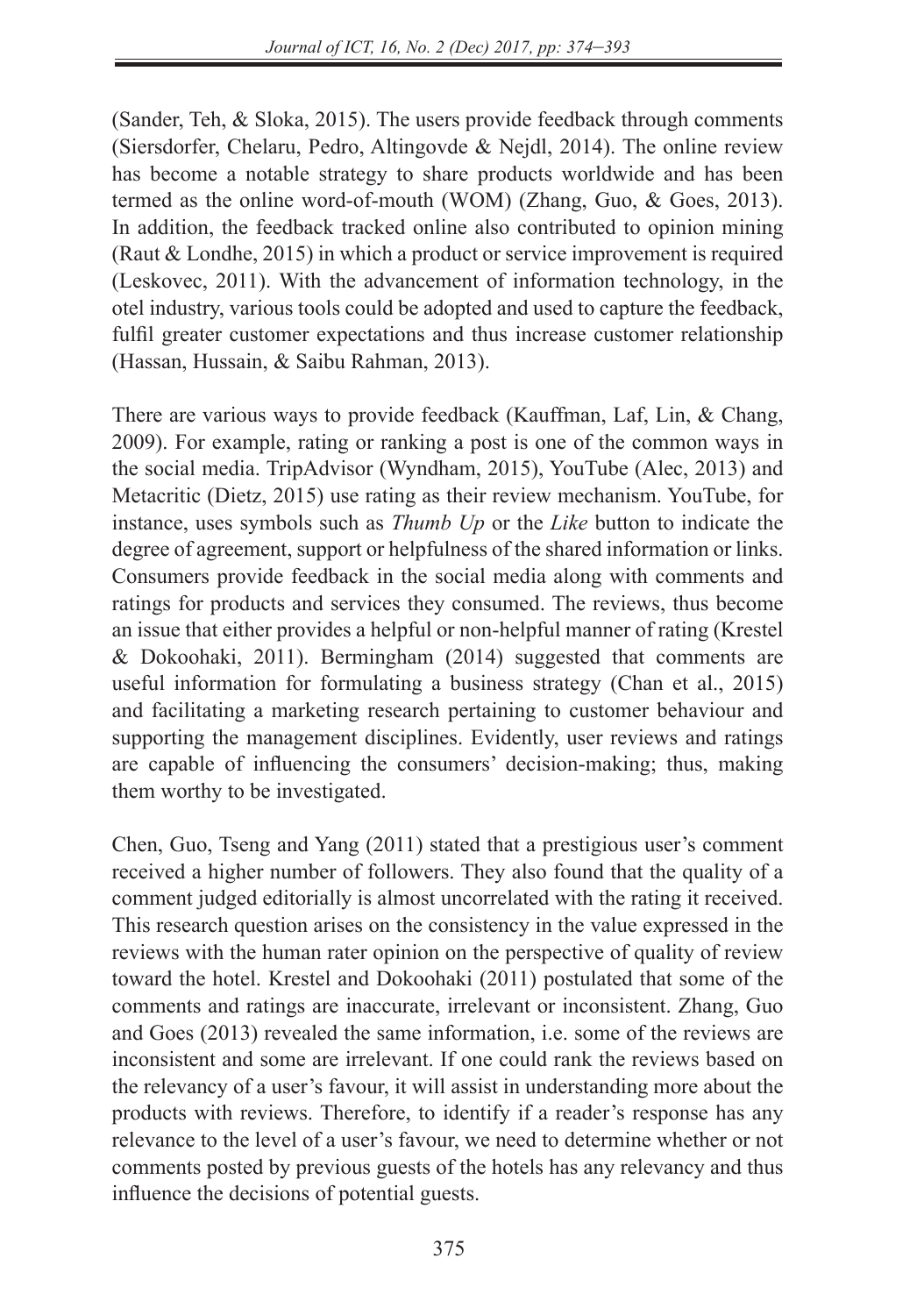(Sander, Teh, & Sloka, 2015). The users provide feedback through comments (Siersdorfer, Chelaru, Pedro, Altingovde & Nejdl, 2014). The online review has become a notable strategy to share products worldwide and has been termed as the online word-of-mouth (WOM) (Zhang, Guo, & Goes, 2013). In addition, the feedback tracked online also contributed to opinion mining (Raut & Londhe, 2015) in which a product or service improvement is required (Leskovec, 2011). With the advancement of information technology, in the otel industry, various tools could be adopted and used to capture the feedback, fulfil greater customer expectations and thus increase customer relationship (Hassan, Hussain, & Saibu Rahman, 2013).

There are various ways to provide feedback (Kauffman, Laf, Lin, & Chang, 2009). For example, rating or ranking a post is one of the common ways in the social media. TripAdvisor (Wyndham, 2015), YouTube (Alec, 2013) and Metacritic (Dietz, 2015) use rating as their review mechanism. YouTube, for instance, uses symbols such as *Thumb Up* or the *Like* button to indicate the degree of agreement, support or helpfulness of the shared information or links. Consumers provide feedback in the social media along with comments and ratings for products and services they consumed. The reviews, thus become an issue that either provides a helpful or non-helpful manner of rating (Krestel & Dokoohaki, 2011). Bermingham (2014) suggested that comments are useful information for formulating a business strategy (Chan et al., 2015) and facilitating a marketing research pertaining to customer behaviour and supporting the management disciplines. Evidently, user reviews and ratings are capable of influencing the consumers' decision-making; thus, making them worthy to be investigated.

Chen, Guo, Tseng and Yang (2011) stated that a prestigious user's comment received a higher number of followers. They also found that the quality of a comment judged editorially is almost uncorrelated with the rating it received. This research question arises on the consistency in the value expressed in the reviews with the human rater opinion on the perspective of quality of review toward the hotel. Krestel and Dokoohaki (2011) postulated that some of the comments and ratings are inaccurate, irrelevant or inconsistent. Zhang, Guo and Goes (2013) revealed the same information, i.e. some of the reviews are inconsistent and some are irrelevant. If one could rank the reviews based on the relevancy of a user's favour, it will assist in understanding more about the products with reviews. Therefore, to identify if a reader's response has any relevance to the level of a user's favour, we need to determine whether or not comments posted by previous guests of the hotels has any relevancy and thus influence the decisions of potential guests.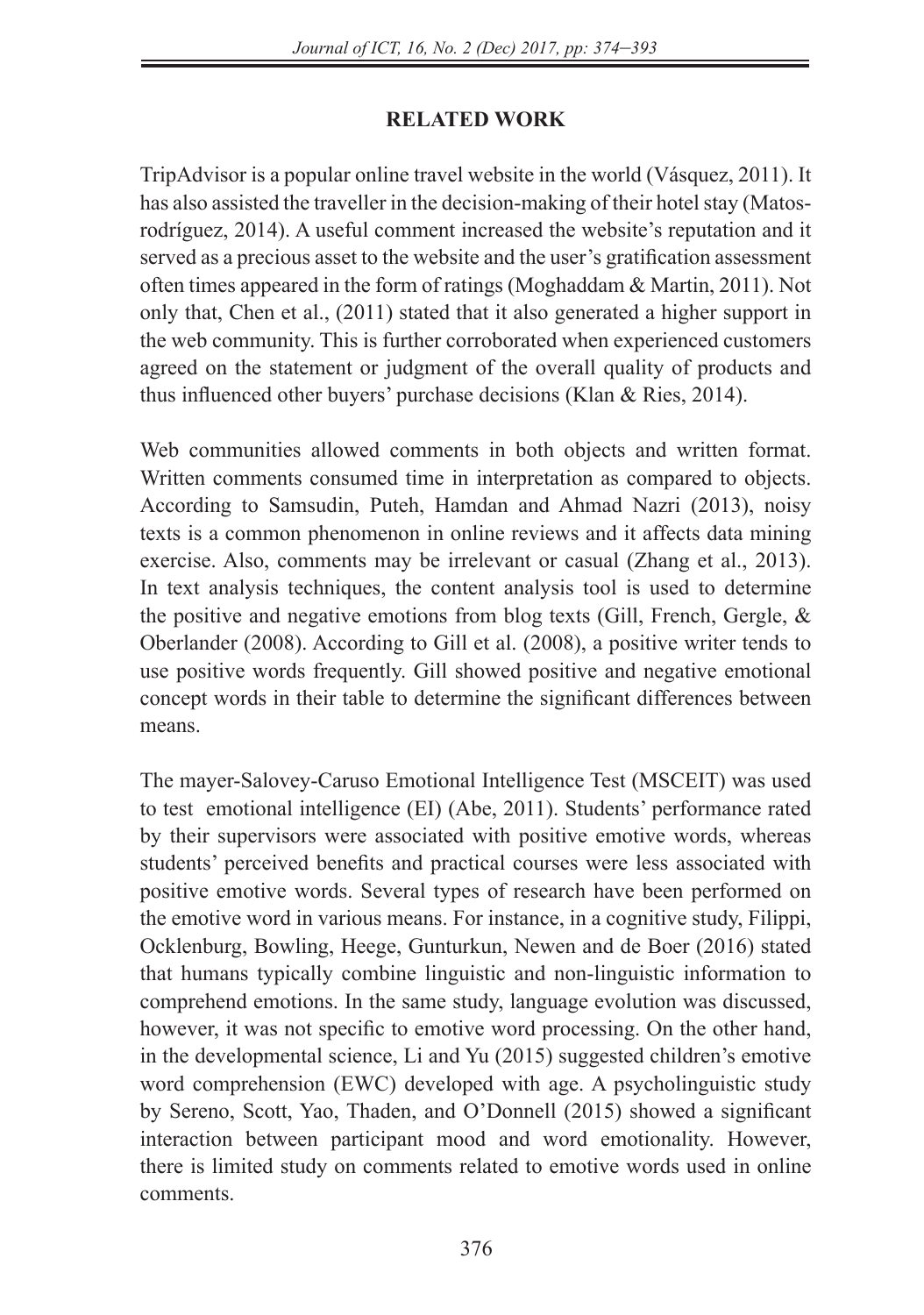## RELATED WORK

TripAdvisor is a popular online travel website in the world (Vásquez, 2011). It has also assisted the traveller in the decision-making of their hotel stay (Matos-rodríguez, 2014). A useful comment increased the website's reputation and it served as a precious asset to the website and the user's gratification assessment often times appeared in the form of ratings (Moghaddam & Martin, 2011). Not only that, Chen et al., (2011) stated that it also generated a higher support in the web community. This is further corroborated when experienced customers agreed on the statement or judgment of the overall quality of products and thus influenced other buyers' purchase decisions (Klan & Ries, 2014).

Web communities allowed comments in both objects and written format. Written comments consumed time in interpretation as compared to objects. According to Samsudin, Puteh, Hamdan and Ahmad Nazri (2013), noisy texts is a common phenomenon in online reviews and it affects data mining exercise. Also, comments may be irrelevant or casual (Zhang et al., 2013). In text analysis techniques, the content analysis tool is used to determine the positive and negative emotions from blog texts (Gill, French, Gergle, & Oberlander (2008). According to Gill et al. (2008), a positive writer tends to use positive words frequently. Gill showed positive and negative emotional concept words in their table to determine the significant differences between means.

The mayer-Salovey-Caruso Emotional Intelligence Test (MSCEIT) was used to test emotional intelligence (EI) (Abe, 2011). Students' performance rated by their supervisors were associated with positive emotive words, whereas students' perceived benefits and practical courses were less associated with positive emotive words. Several types of research have been performed on the emotive word in various means. For instance, in a cognitive study, Filippi, Ocklenburg, Bowling, Heege, Gunturkun, Newen and de Boer (2016) stated that humans typically combine linguistic and non-linguistic information to comprehend emotions. In the same study, language evolution was discussed, however, it was not specific to emotive word processing. On the other hand, in the developmental science, Li and Yu (2015) suggested children's emotive word comprehension (EWC) developed with age. A psycholinguistic study by Sereno, Scott, Yao, Thaden, and O'Donnell (2015) showed a significant interaction between participant mood and word emotionality. However, there is limited study on comments related to emotive words used in online comments.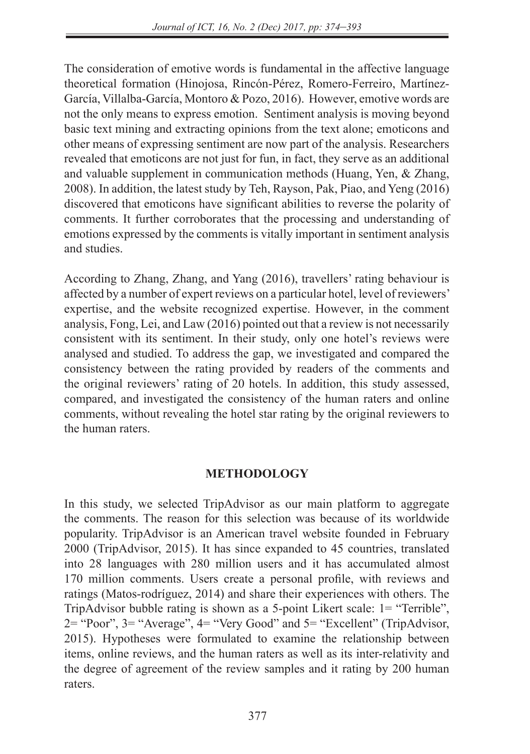The consideration of emotive words is fundamental in the affective language theoretical formation (Hinojosa, Rincón-Pérez, Romero-Ferreiro, Martínez-García, Villalba-García, Montoro & Pozo, 2016). However, emotive words are not the only means to express emotion. Sentiment analysis is moving beyond basic text mining and extracting opinions from the text alone; emoticons and other means of expressing sentiment are now part of the analysis. Researchers revealed that emoticons are not just for fun, in fact, they serve as an additional and valuable supplement in communication methods (Huang, Yen, & Zhang, 2008). In addition, the latest study by Teh, Rayson, Pak, Piao, and Yeng (2016) discovered that emoticons have significant abilities to reverse the polarity of comments. It further corroborates that the processing and understanding of emotions expressed by the comments is vitally important in sentiment analysis and studies.

According to Zhang, Zhang, and Yang (2016), travellers' rating behaviour is affected by a number of expert reviews on a particular hotel, level of reviewers' expertise, and the website recognized expertise. However, in the comment analysis, Fong, Lei, and Law (2016) pointed out that a review is not necessarily consistent with its sentiment. In their study, only one hotel's reviews were analysed and studied. To address the gap, we investigated and compared the consistency between the rating provided by readers of the comments and the original reviewers' rating of 20 hotels. In addition, this study assessed, compared, and investigated the consistency of the human raters and online comments, without revealing the hotel star rating by the original reviewers to the human raters.

## METHODOLOGY

In this study, we selected TripAdvisor as our main platform to aggregate the comments. The reason for this selection was because of its worldwide popularity. TripAdvisor is an American travel website founded in February 2000 (TripAdvisor, 2015). It has since expanded to 45 countries, translated into 28 languages with 280 million users and it has accumulated almost 170 million comments. Users create a personal profile, with reviews and ratings (Matos-rodríguez, 2014) and share their experiences with others. The TripAdvisor bubble rating is shown as a 5-point Likert scale: 1= "Terrible", 2= "Poor", 3= "Average", 4= "Very Good" and 5= "Excellent" (TripAdvisor, 2015). Hypotheses were formulated to examine the relationship between items, online reviews, and the human raters as well as its inter-relativity and the degree of agreement of the review samples and it rating by 200 human raters.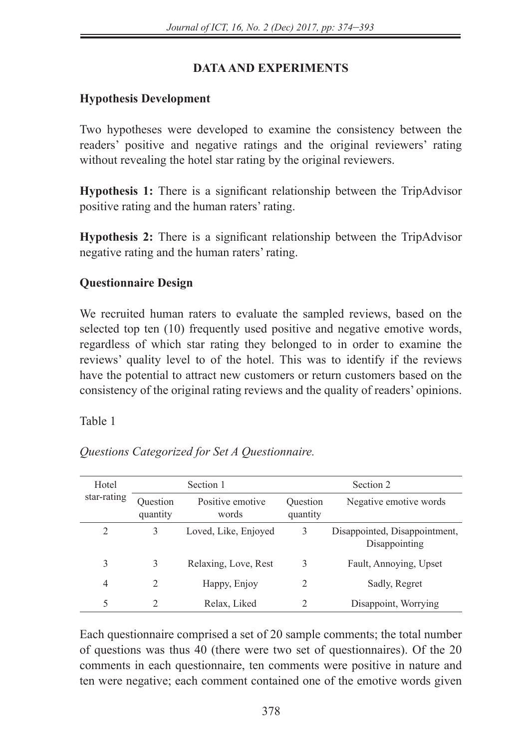## DATA AND EXPERIMENTS

### Hypothesis Development

Two hypotheses were developed to examine the consistency between the readers' positive and negative ratings and the original reviewers' rating without revealing the hotel star rating by the original reviewers.

**Hypothesis 1:** There is a significant relationship between the TripAdvisor positive rating and the human raters' rating.

**Hypothesis 2:** There is a significant relationship between the TripAdvisor negative rating and the human raters' rating.

### Questionnaire Design

We recruited human raters to evaluate the sampled reviews, based on the selected top ten (10) frequently used positive and negative emotive words, regardless of which star rating they belonged to in order to examine the reviews' quality level to of the hotel. This was to identify if the reviews have the potential to attract new customers or return customers based on the consistency of the original rating reviews and the quality of readers' opinions.

Table 1

*Questions Categorized for Set A Questionnaire.*

| Hotel star-rating | Section 1 | | Section 2 | |
|---|---|---|---|---|
| | Question quantity | Positive emotive words | Question quantity | Negative emotive words |
| 2 | 3 | Loved, Like, Enjoyed | 3 | Disappointed, Disappointment, Disappointing |
| 3 | 3 | Relaxing, Love, Rest | 3 | Fault, Annoying, Upset |
| 4 | 2 | Happy, Enjoy | 2 | Sadly, Regret |
| 5 | 2 | Relax, Liked | 2 | Disappoint, Worrying |

Each questionnaire comprised a set of 20 sample comments; the total number of questions was thus 40 (there were two set of questionnaires). Of the 20 comments in each questionnaire, ten comments were positive in nature and ten were negative; each comment contained one of the emotive words given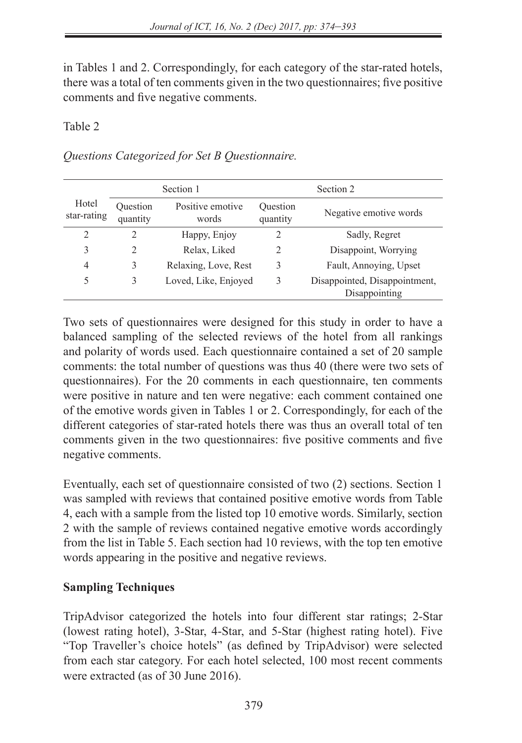in Tables 1 and 2. Correspondingly, for each category of the star-rated hotels, there was a total of ten comments given in the two questionnaires; five positive comments and five negative comments.

Table 2

*Questions Categorized for Set B Questionnaire.*

| Hotel star-rating | Section 1 | | Section 2 | |
|---|---|---|---|---|
| | Question quantity | Positive emotive words | Question quantity | Negative emotive words |
| 2 | 2 | Happy, Enjoy | 2 | Sadly, Regret |
| 3 | 2 | Relax, Liked | 2 | Disappoint, Worrying |
| 4 | 3 | Relaxing, Love, Rest | 3 | Fault, Annoying, Upset |
| 5 | 3 | Loved, Like, Enjoyed | 3 | Disappointed, Disappointment, Disappointing |

Two sets of questionnaires were designed for this study in order to have a balanced sampling of the selected reviews of the hotel from all rankings and polarity of words used. Each questionnaire contained a set of 20 sample comments: the total number of questions was thus 40 (there were two sets of questionnaires). For the 20 comments in each questionnaire, ten comments were positive in nature and ten were negative: each comment contained one of the emotive words given in Tables 1 or 2. Correspondingly, for each of the different categories of star-rated hotels there was thus an overall total of ten comments given in the two questionnaires: five positive comments and five negative comments.

Eventually, each set of questionnaire consisted of two (2) sections. Section 1 was sampled with reviews that contained positive emotive words from Table 4, each with a sample from the listed top 10 emotive words. Similarly, section 2 with the sample of reviews contained negative emotive words accordingly from the list in Table 5. Each section had 10 reviews, with the top ten emotive words appearing in the positive and negative reviews.

**Sampling Techniques**

TripAdvisor categorized the hotels into four different star ratings; 2-Star (lowest rating hotel), 3-Star, 4-Star, and 5-Star (highest rating hotel). Five "Top Traveller's choice hotels" (as defined by TripAdvisor) were selected from each star category. For each hotel selected, 100 most recent comments were extracted (as of 30 June 2016).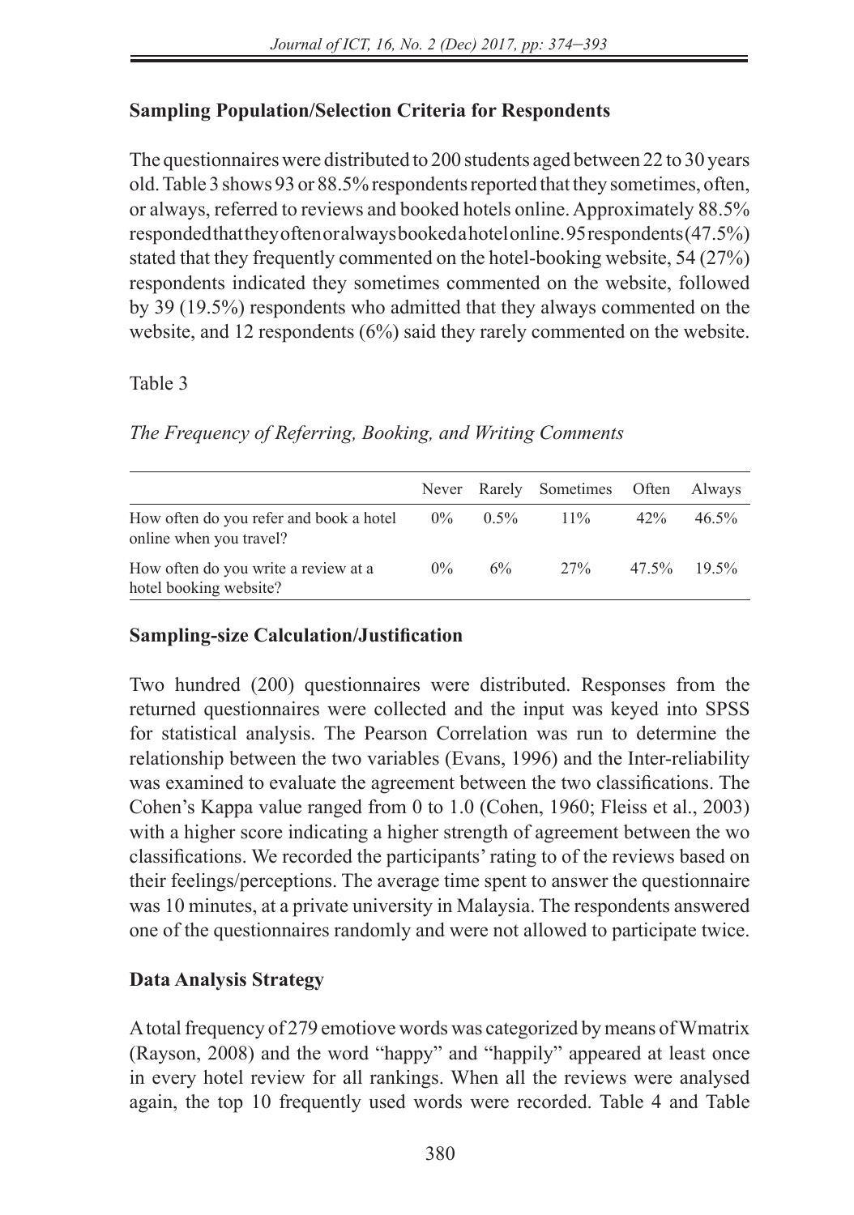## Sampling Population/Selection Criteria for Respondents

The questionnaires were distributed to 200 students aged between 22 to 30 years old. Table 3 shows 93 or 88.5% respondents reported that they sometimes, often, or always, referred to reviews and booked hotels online. Approximately 88.5% responded that they often or always booked a hotel online. 95 respondents (47.5%) stated that they frequently commented on the hotel-booking website, 54 (27%) respondents indicated they sometimes commented on the website, followed by 39 (19.5%) respondents who admitted that they always commented on the website, and 12 respondents (6%) said they rarely commented on the website.

Table 3

*The Frequency of Referring, Booking, and Writing Comments*

| | Never | Rarely | Sometimes | Often | Always |
|---|---|---|---|---|---|
| How often do you refer and book a hotel online when you travel? | 0% | 0.5% | 11% | 42% | 46.5% |
| How often do you write a review at a hotel booking website? | 0% | 6% | 27% | 47.5% | 19.5% |

## Sampling-size Calculation/Justification

Two hundred (200) questionnaires were distributed. Responses from the returned questionnaires were collected and the input was keyed into SPSS for statistical analysis. The Pearson Correlation was run to determine the relationship between the two variables (Evans, 1996) and the Inter-reliability was examined to evaluate the agreement between the two classifications. The Cohen's Kappa value ranged from 0 to 1.0 (Cohen, 1960; Fleiss et al., 2003) with a higher score indicating a higher strength of agreement between the wo classifications. We recorded the participants' rating to of the reviews based on their feelings/perceptions. The average time spent to answer the questionnaire was 10 minutes, at a private university in Malaysia. The respondents answered one of the questionnaires randomly and were not allowed to participate twice.

## Data Analysis Strategy

A total frequency of 279 emotiove words was categorized by means of Wmatrix (Rayson, 2008) and the word "happy" and "happily" appeared at least once in every hotel review for all rankings. When all the reviews were analysed again, the top 10 frequently used words were recorded. Table 4 and Table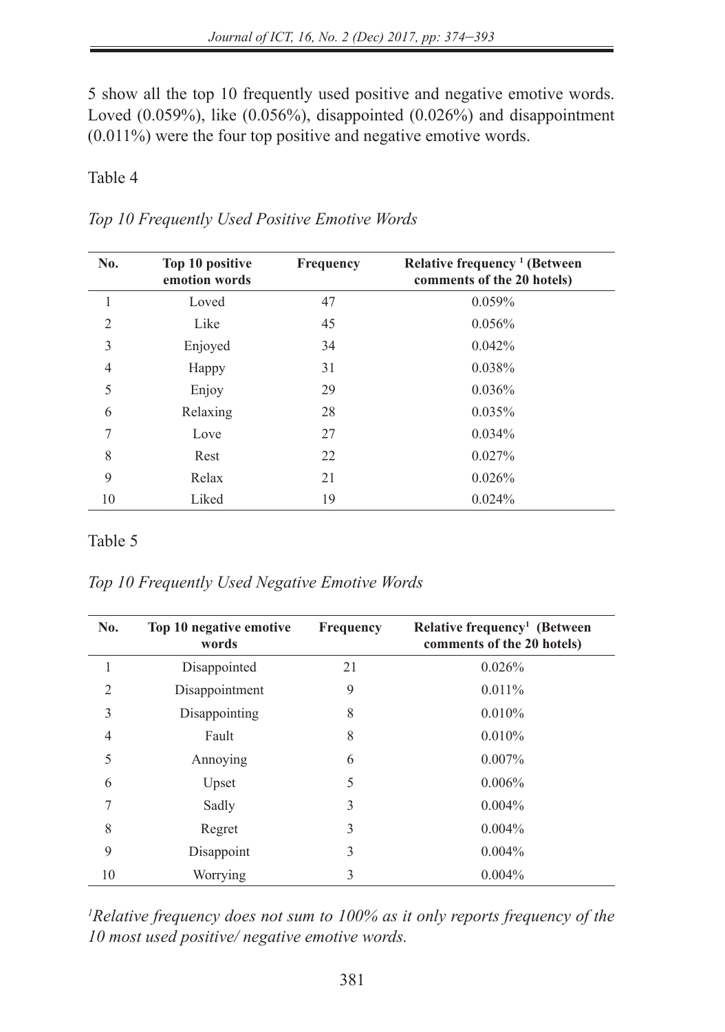5 show all the top 10 frequently used positive and negative emotive words. Loved (0.059%), like (0.056%), disappointed (0.026%) and disappointment (0.011%) were the four top positive and negative emotive words.

Table 4

*Top 10 Frequently Used Positive Emotive Words*

| No. | Top 10 positive emotion words | Frequency | Relative frequency [1] (Between comments of the 20 hotels) |
|---|---|---|---|
| 1 | Loved | 47 | 0.059% |
| 2 | Like | 45 | 0.056% |
| 3 | Enjoyed | 34 | 0.042% |
| 4 | Happy | 31 | 0.038% |
| 5 | Enjoy | 29 | 0.036% |
| 6 | Relaxing | 28 | 0.035% |
| 7 | Love | 27 | 0.034% |
| 8 | Rest | 22 | 0.027% |
| 9 | Relax | 21 | 0.026% |
| 10 | Liked | 19 | 0.024% |

Table 5

*Top 10 Frequently Used Negative Emotive Words*

| No. | Top 10 negative emotive words | Frequency | Relative frequency[1] (Between comments of the 20 hotels) |
|---|---|---|---|
| 1 | Disappointed | 21 | 0.026% |
| 2 | Disappointment | 9 | 0.011% |
| 3 | Disappointing | 8 | 0.010% |
| 4 | Fault | 8 | 0.010% |
| 5 | Annoying | 6 | 0.007% |
| 6 | Upset | 5 | 0.006% |
| 7 | Sadly | 3 | 0.004% |
| 8 | Regret | 3 | 0.004% |
| 9 | Disappoint | 3 | 0.004% |
| 10 | Worrying | 3 | 0.004% |

*[1]Relative frequency does not sum to 100% as it only reports frequency of the 10 most used positive/ negative emotive words.*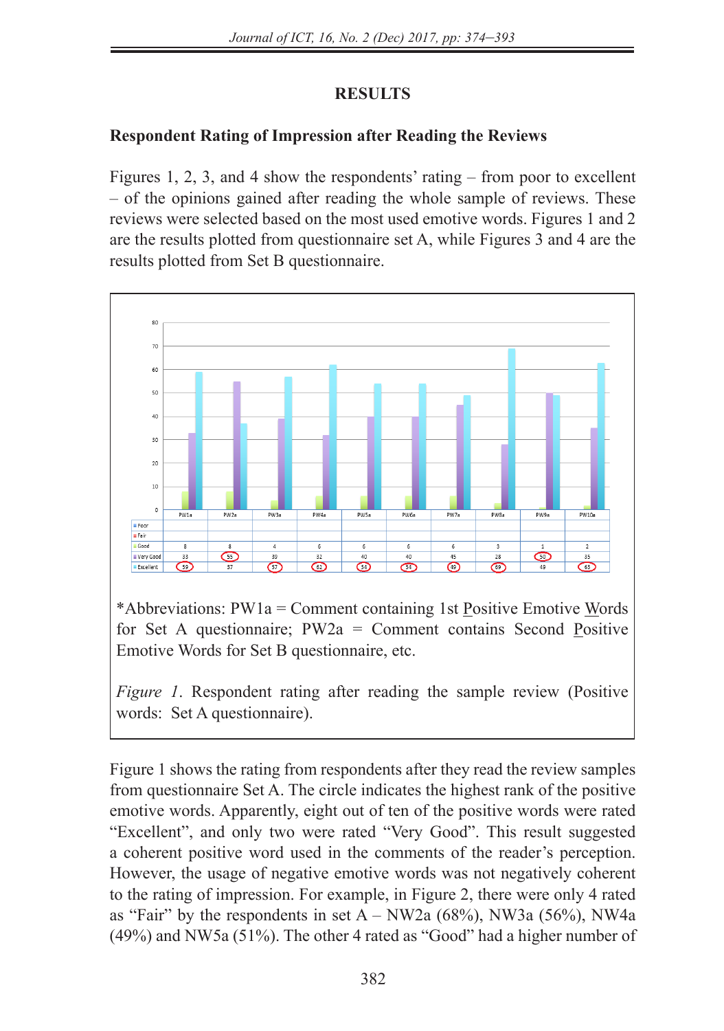## RESULTS

### Respondent Rating of Impression after Reading the Reviews

Figures 1, 2, 3, and 4 show the respondents' rating – from poor to excellent – of the opinions gained after reading the whole sample of reviews. These reviews were selected based on the most used emotive words. Figures 1 and 2 are the results plotted from questionnaire set A, while Figures 3 and 4 are the results plotted from Set B questionnaire.

| | PW1a | PW2a | PW3a | PW4a | PW5a | PW6a | PW7a | PW8a | PW9a | PW10a |
|---|---|---|---|---|---|---|---|---|---|---|
| Poor | | | | | | | | | | |
| Fair | | | | | | | | | | |
| Good | 8 | 8 | 4 | 6 | 6 | 6 | 6 | 3 | 1 | 2 |
| Very Good | 33 | 55 | 39 | 32 | 40 | 40 | 45 | 28 | 50 | 35 |
| Excellent | 59 | 37 | 57 | 62 | 54 | 54 | 49 | 69 | 49 | 63 |

*Abbreviations: PW1a = Comment containing 1st Positive Emotive Words for Set A questionnaire; PW2a = Comment contains Second Positive Emotive Words for Set B questionnaire, etc.

*Figure 1*. Respondent rating after reading the sample review (Positive words: Set A questionnaire).

Figure 1 shows the rating from respondents after they read the review samples from questionnaire Set A. The circle indicates the highest rank of the positive emotive words. Apparently, eight out of ten of the positive words were rated "Excellent", and only two were rated "Very Good". This result suggested a coherent positive word used in the comments of the reader's perception. However, the usage of negative emotive words was not negatively coherent to the rating of impression. For example, in Figure 2, there were only 4 rated as "Fair" by the respondents in set A – NW2a (68%), NW3a (56%), NW4a (49%) and NW5a (51%). The other 4 rated as "Good" had a higher number of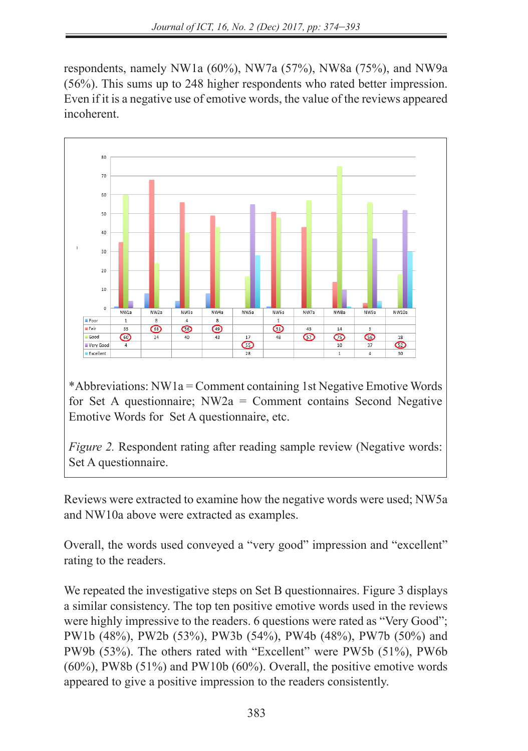respondents, namely NW1a (60%), NW7a (57%), NW8a (75%), and NW9a (56%). This sums up to 248 higher respondents who rated better impression. Even if it is a negative use of emotive words, the value of the reviews appeared incoherent.

| | NW1a | NW2a | NW3a | NW4a | NW5a | NW6a | NW7a | NW8a | NW9a | NW10a |
|---|---|---|---|---|---|---|---|---|---|---|
| Poor | 1 | 8 | 4 | 8 | | 1 | | | | |
| Fair | 35 | 68 | 56 | 49 | | 51 | 43 | 14 | 3 | |
| Good | 60 | 24 | 40 | 43 | 17 | 48 | 57 | 75 | 56 | 18 |
| Very Good | 4 | | | | 55 | | | 10 | 37 | 52 |
| Excellent | | | | | 28 | | | 1 | 4 | 30 |

*Abbreviations: NW1a = Comment containing 1st Negative Emotive Words for Set A questionnaire; NW2a = Comment contains Second Negative Emotive Words for Set A questionnaire, etc.

*Figure 2.* Respondent rating after reading sample review (Negative words: Set A questionnaire.

Reviews were extracted to examine how the negative words were used; NW5a and NW10a above were extracted as examples.

Overall, the words used conveyed a "very good" impression and "excellent" rating to the readers.

We repeated the investigative steps on Set B questionnaires. Figure 3 displays a similar consistency. The top ten positive emotive words used in the reviews were highly impressive to the readers. 6 questions were rated as "Very Good"; PW1b (48%), PW2b (53%), PW3b (54%), PW4b (48%), PW7b (50%) and PW9b (53%). The others rated with "Excellent" were PW5b (51%), PW6b (60%), PW8b (51%) and PW10b (60%). Overall, the positive emotive words appeared to give a positive impression to the readers consistently.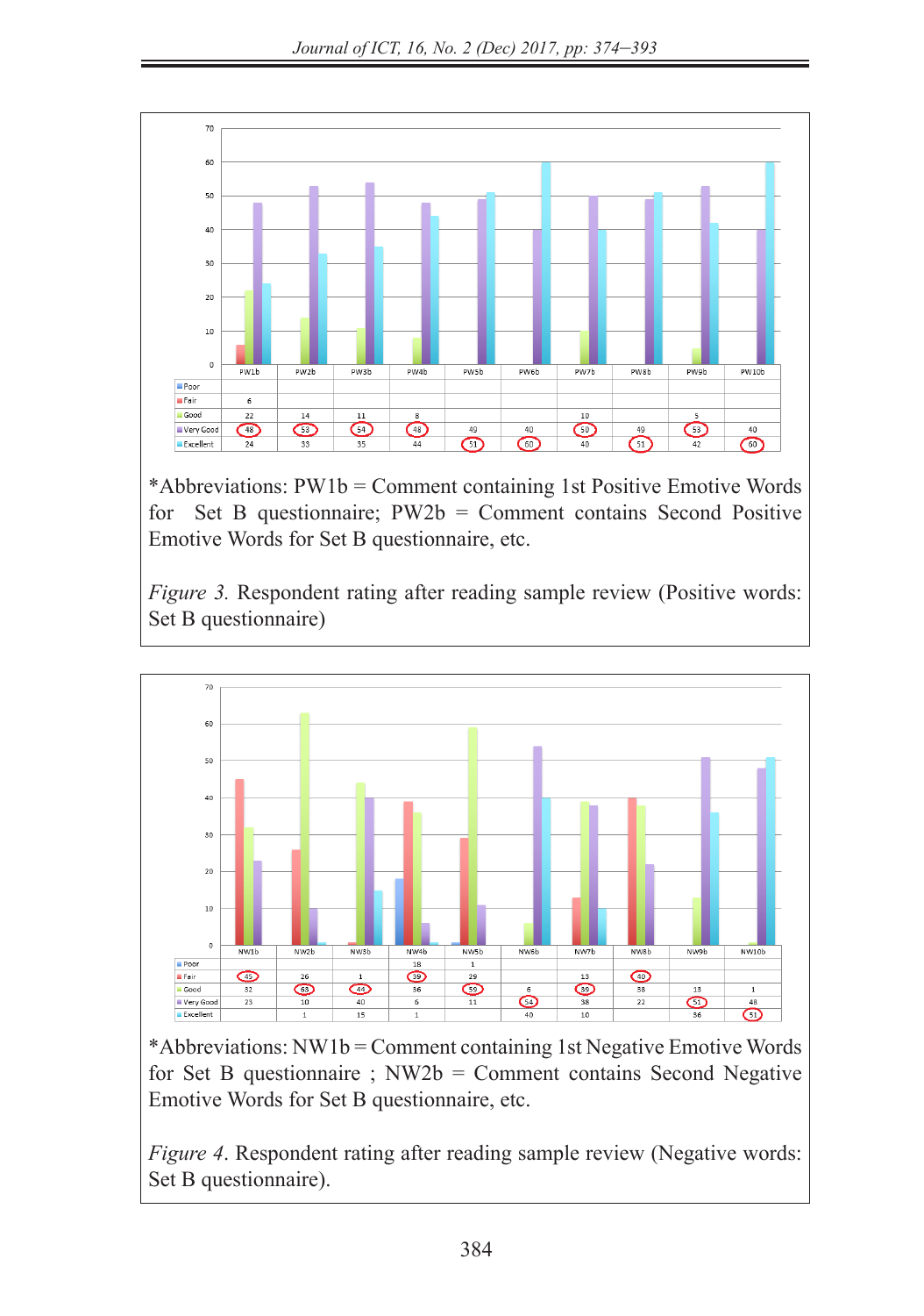| | PW1b | PW2b | PW3b | PW4b | PW5b | PW6b | PW7b | PW8b | PW9b | PW10b |
|---|---|---|---|---|---|---|---|---|---|---|
| Poor | | | | | | | | | | |
| Fair | 6 | | | | | | | | | |
| Good | 22 | 14 | 11 | 8 | | | 10 | | 5 | |
| Very Good | 48 | 53 | 54 | 48 | 49 | 40 | 50 | 49 | 53 | 40 |
| Excellent | 24 | 33 | 35 | 44 | 51 | 60 | 40 | 51 | 42 | 60 |

*Abbreviations: PW1b = Comment containing 1st Positive Emotive Words for Set B questionnaire; PW2b = Comment contains Second Positive Emotive Words for Set B questionnaire, etc.

*Figure 3.* Respondent rating after reading sample review (Positive words: Set B questionnaire)

| | NW1b | NW2b | NW3b | NW4b | NW5b | NW6b | NW7b | NW8b | NW9b | NW10b |
|---|---|---|---|---|---|---|---|---|---|---|
| Poor | | | | 18 | 1 | | | | | |
| Fair | 45 | 26 | 1 | 39 | 29 | | 13 | 40 | | |
| Good | 32 | 63 | 44 | 36 | 59 | 6 | 39 | 38 | 13 | 1 |
| Very Good | 23 | 10 | 40 | 6 | 11 | 54 | 38 | 22 | 51 | 48 |
| Excellent | | 1 | 15 | 1 | | 40 | 10 | | 36 | 51 |

*Abbreviations: NW1b = Comment containing 1st Negative Emotive Words for Set B questionnaire ; NW2b = Comment contains Second Negative Emotive Words for Set B questionnaire, etc.

*Figure 4*. Respondent rating after reading sample review (Negative words: Set B questionnaire).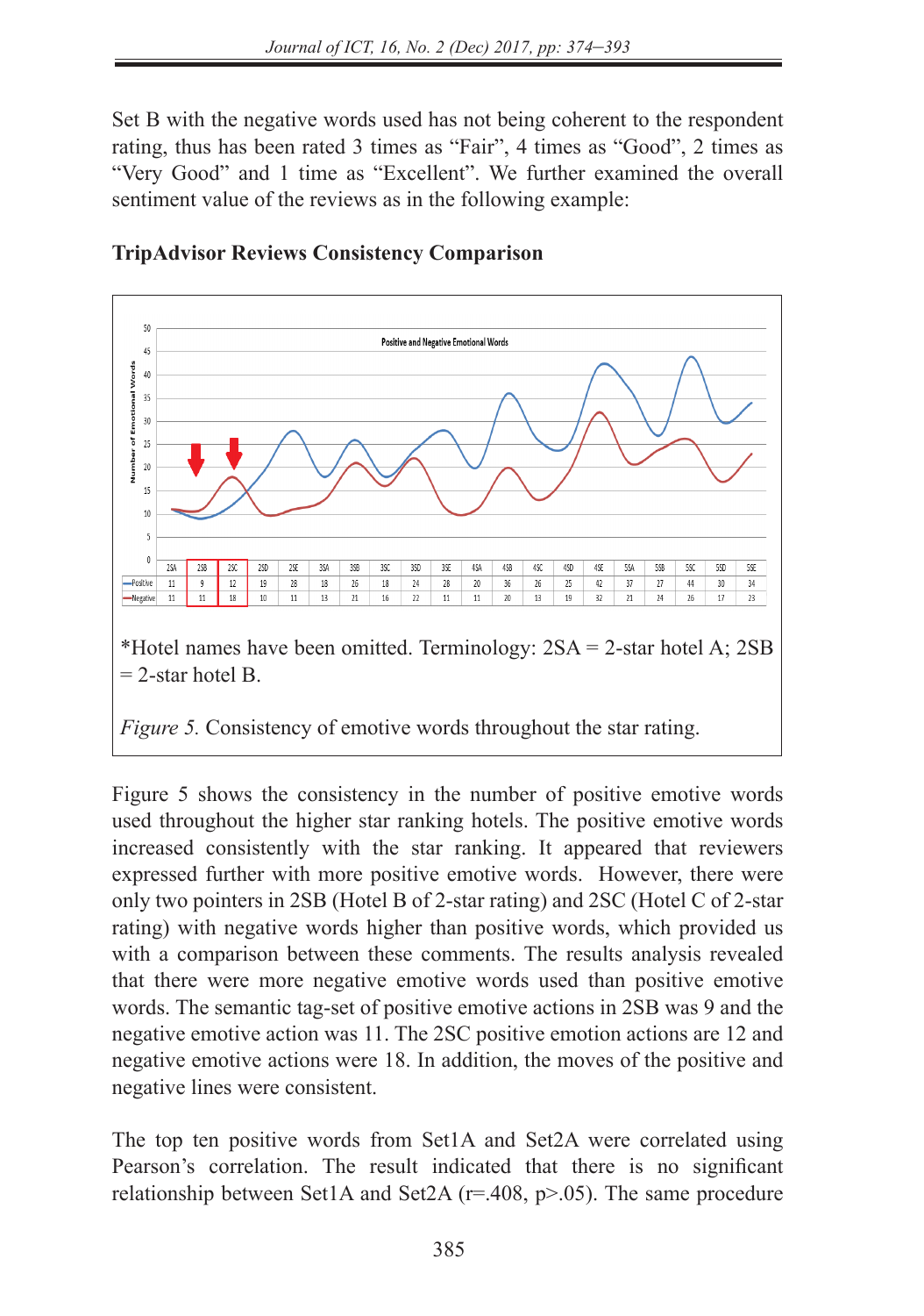Set B with the negative words used has not being coherent to the respondent rating, thus has been rated 3 times as "Fair", 4 times as "Good", 2 times as "Very Good" and 1 time as "Excellent". We further examined the overall sentiment value of the reviews as in the following example:

**TripAdvisor Reviews Consistency Comparison**

Positive and Negative Emotional Words

| | 2SA | 2SB | 2SC | 2SD | 2SE | 3SA | 3SB | 3SC | 3SD | 3SE | 4SA | 4SB | 4SC | 4SD | 4SE | 5SA | 5SB | 5SC | 5SD | 5SE |
|---|---|---|---|---|---|---|---|---|---|---|---|---|---|---|---|---|---|---|---|---|
| Positive | 11 | 9 | 12 | 19 | 28 | 18 | 26 | 18 | 24 | 28 | 20 | 36 | 26 | 25 | 42 | 37 | 27 | 44 | 30 | 34 |
| Negative | 11 | 11 | 18 | 10 | 11 | 13 | 21 | 16 | 22 | 11 | 11 | 20 | 13 | 19 | 32 | 21 | 24 | 26 | 17 | 23 |

*Hotel names have been omitted. Terminology: 2SA = 2-star hotel A; 2SB = 2-star hotel B.

*Figure 5.* Consistency of emotive words throughout the star rating.

Figure 5 shows the consistency in the number of positive emotive words used throughout the higher star ranking hotels. The positive emotive words increased consistently with the star ranking. It appeared that reviewers expressed further with more positive emotive words. However, there were only two pointers in 2SB (Hotel B of 2-star rating) and 2SC (Hotel C of 2-star rating) with negative words higher than positive words, which provided us with a comparison between these comments. The results analysis revealed that there were more negative emotive words used than positive emotive words. The semantic tag-set of positive emotive actions in 2SB was 9 and the negative emotive action was 11. The 2SC positive emotion actions are 12 and negative emotive actions were 18. In addition, the moves of the positive and negative lines were consistent.

The top ten positive words from Set1A and Set2A were correlated using Pearson's correlation. The result indicated that there is no significant relationship between Set1A and Set2A ($r=.408$, $p>.05$). The same procedure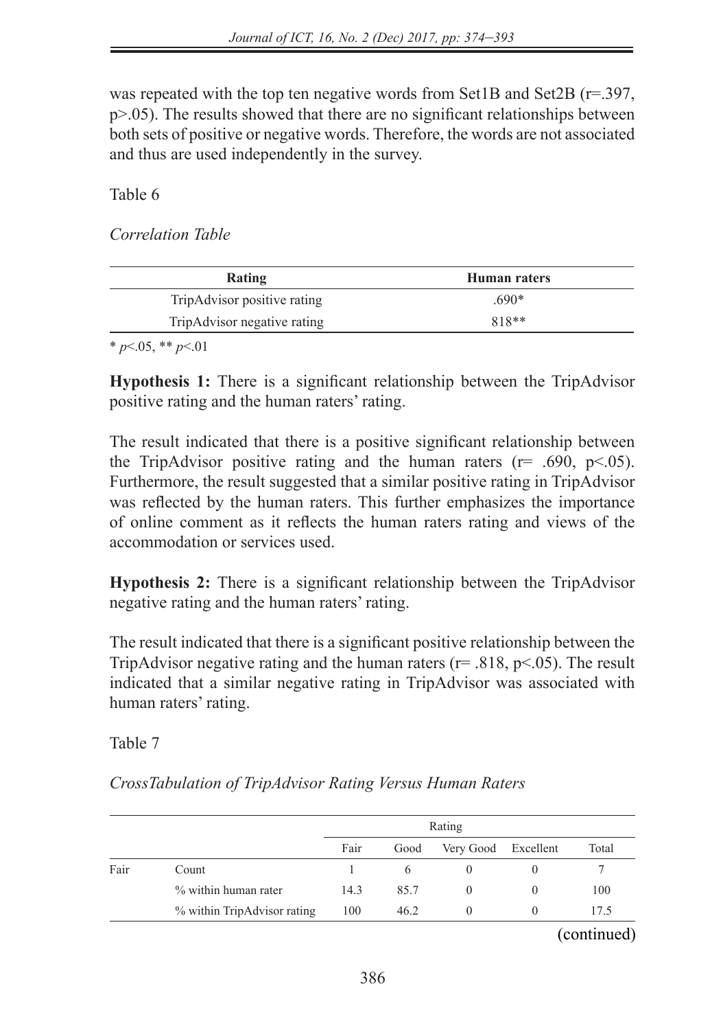was repeated with the top ten negative words from Set1B and Set2B ($r=.397$, $p>.05$). The results showed that there are no significant relationships between both sets of positive or negative words. Therefore, the words are not associated and thus are used independently in the survey.

Table 6

*Correlation Table*

| Rating | Human raters |
|---|---|
| TripAdvisor positive rating | .690* |
| TripAdvisor negative rating | 818** |

\* $p<.05$, ** $p<.01$

**Hypothesis 1:** There is a significant relationship between the TripAdvisor positive rating and the human raters' rating.

The result indicated that there is a positive significant relationship between the TripAdvisor positive rating and the human raters ($r= .690$, $p<.05$). Furthermore, the result suggested that a similar positive rating in TripAdvisor was reflected by the human raters. This further emphasizes the importance of online comment as it reflects the human raters rating and views of the accommodation or services used.

**Hypothesis 2:** There is a significant relationship between the TripAdvisor negative rating and the human raters' rating.

The result indicated that there is a significant positive relationship between the TripAdvisor negative rating and the human raters ($r= .818$, $p<.05$). The result indicated that a similar negative rating in TripAdvisor was associated with human raters' rating.

Table 7

*CrossTabulation of TripAdvisor Rating Versus Human Raters*

| | | Rating | | | | |
|---|---|---|---|---|---|---|
| | | Fair | Good | Very Good | Excellent | Total |
| Fair | Count | 1 | 6 | 0 | 0 | 7 |
| | % within human rater | 14.3 | 85.7 | 0 | 0 | 100 |
| | % within TripAdvisor rating | 100 | 46.2 | 0 | 0 | 17.5 |

(continued)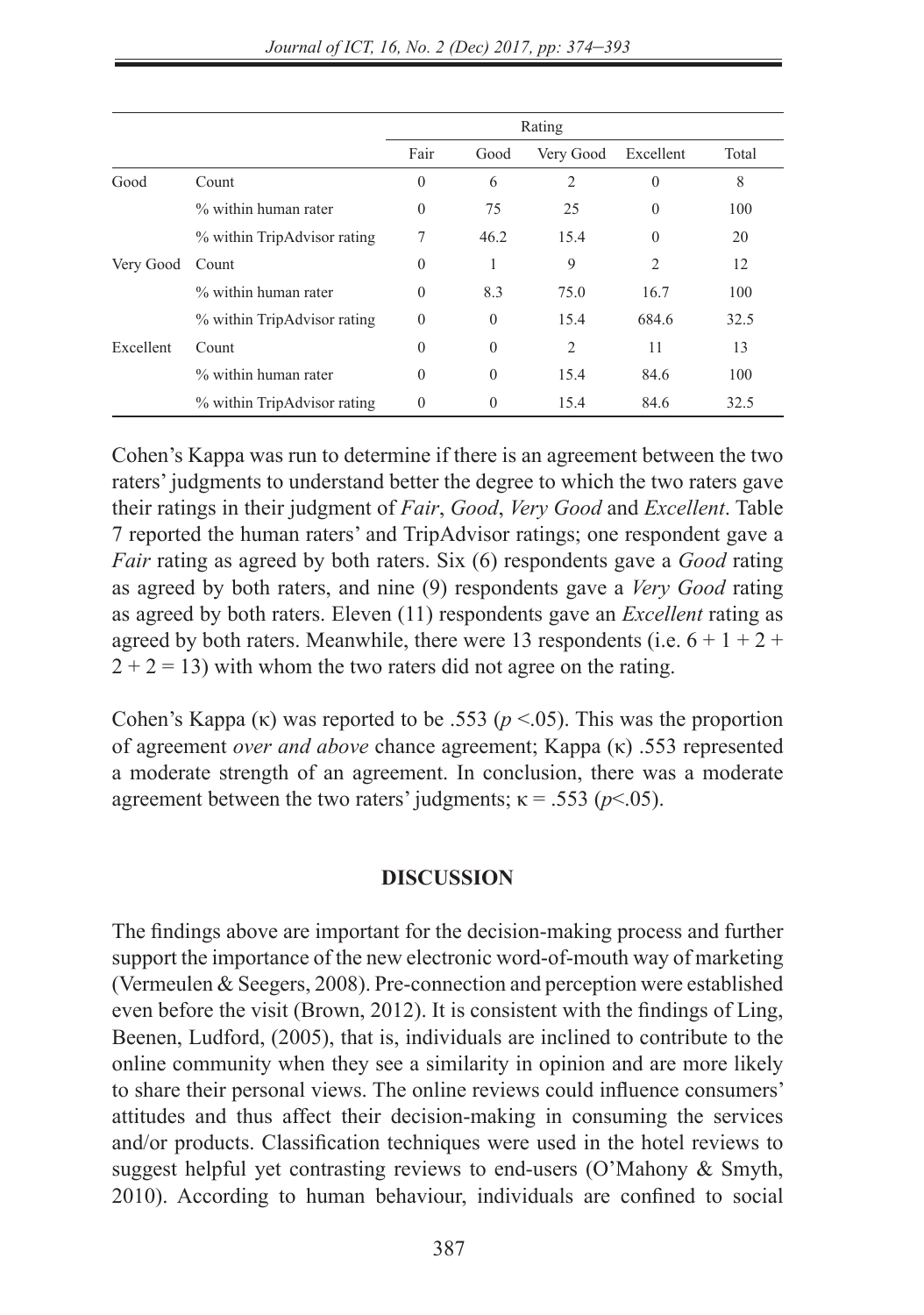| | | Rating | | | | |
|---|---|---|---|---|---|---|
| | | Fair | Good | Very Good | Excellent | Total |
| Good | Count | 0 | 6 | 2 | 0 | 8 |
| | % within human rater | 0 | 75 | 25 | 0 | 100 |
| | % within TripAdvisor rating | 7 | 46.2 | 15.4 | 0 | 20 |
| Very Good | Count | 0 | 1 | 9 | 2 | 12 |
| | % within human rater | 0 | 8.3 | 75.0 | 16.7 | 100 |
| | % within TripAdvisor rating | 0 | 0 | 15.4 | 684.6 | 32.5 |
| Excellent | Count | 0 | 0 | 2 | 11 | 13 |
| | % within human rater | 0 | 0 | 15.4 | 84.6 | 100 |
| | % within TripAdvisor rating | 0 | 0 | 15.4 | 84.6 | 32.5 |

Cohen's Kappa was run to determine if there is an agreement between the two raters' judgments to understand better the degree to which the two raters gave their ratings in their judgment of *Fair*, *Good*, *Very Good* and *Excellent*. Table 7 reported the human raters' and TripAdvisor ratings; one respondent gave a *Fair* rating as agreed by both raters. Six (6) respondents gave a *Good* rating as agreed by both raters, and nine (9) respondents gave a *Very Good* rating as agreed by both raters. Eleven (11) respondents gave an *Excellent* rating as agreed by both raters. Meanwhile, there were 13 respondents (i.e. $6 + 1 + 2 + 2 + 2 = 13$) with whom the two raters did not agree on the rating.

Cohen's Kappa ($\kappa$) was reported to be .553 ($p$ <.05). This was the proportion of agreement *over and above* chance agreement; Kappa ($\kappa$) .553 represented a moderate strength of an agreement. In conclusion, there was a moderate agreement between the two raters' judgments; $\kappa = .553$ ($p$<.05).

## DISCUSSION

The findings above are important for the decision-making process and further support the importance of the new electronic word-of-mouth way of marketing (Vermeulen & Seegers, 2008). Pre-connection and perception were established even before the visit (Brown, 2012). It is consistent with the findings of Ling, Beenen, Ludford, (2005), that is, individuals are inclined to contribute to the online community when they see a similarity in opinion and are more likely to share their personal views. The online reviews could influence consumers' attitudes and thus affect their decision-making in consuming the services and/or products. Classification techniques were used in the hotel reviews to suggest helpful yet contrasting reviews to end-users (O'Mahony & Smyth, 2010). According to human behaviour, individuals are confined to social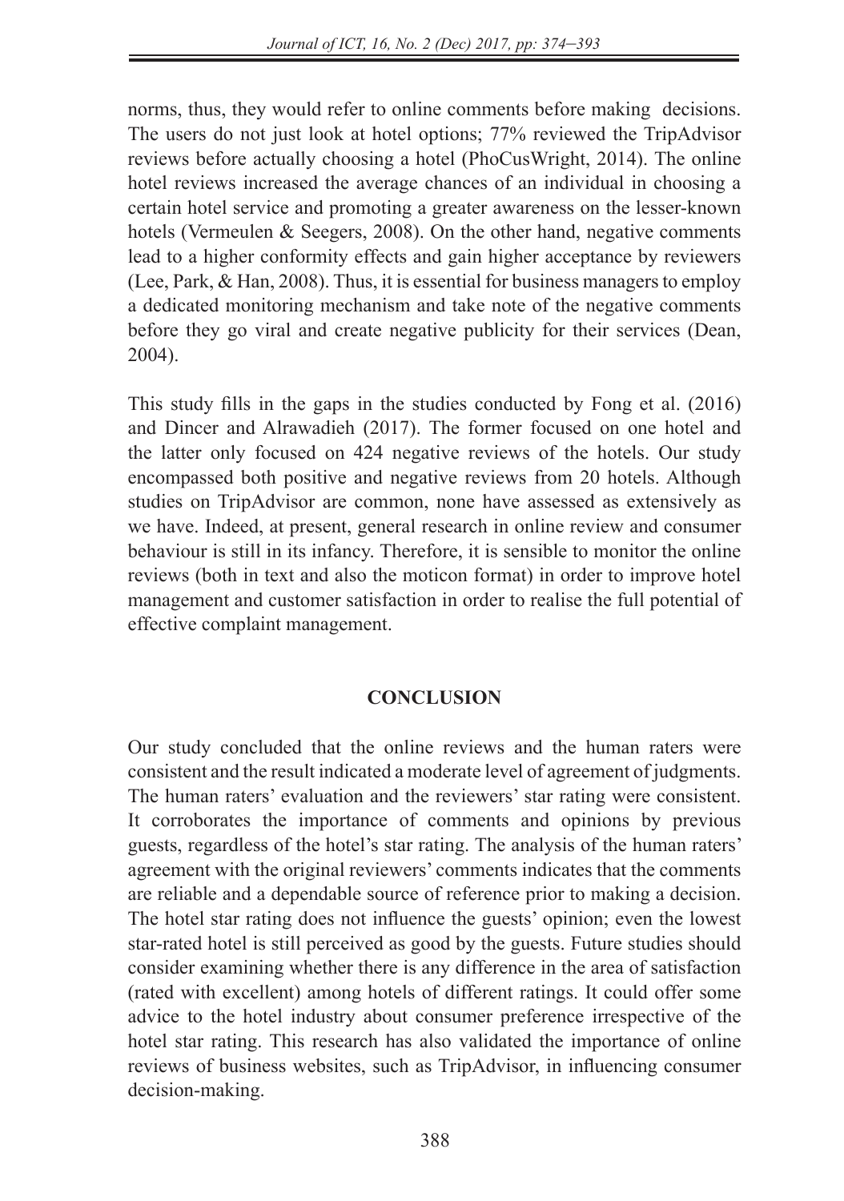norms, thus, they would refer to online comments before making decisions. The users do not just look at hotel options; 77% reviewed the TripAdvisor reviews before actually choosing a hotel (PhoCusWright, 2014). The online hotel reviews increased the average chances of an individual in choosing a certain hotel service and promoting a greater awareness on the lesser-known hotels (Vermeulen & Seegers, 2008). On the other hand, negative comments lead to a higher conformity effects and gain higher acceptance by reviewers (Lee, Park, & Han, 2008). Thus, it is essential for business managers to employ a dedicated monitoring mechanism and take note of the negative comments before they go viral and create negative publicity for their services (Dean, 2004).

This study fills in the gaps in the studies conducted by Fong et al. (2016) and Dincer and Alrawadieh (2017). The former focused on one hotel and the latter only focused on 424 negative reviews of the hotels. Our study encompassed both positive and negative reviews from 20 hotels. Although studies on TripAdvisor are common, none have assessed as extensively as we have. Indeed, at present, general research in online review and consumer behaviour is still in its infancy. Therefore, it is sensible to monitor the online reviews (both in text and also the moticon format) in order to improve hotel management and customer satisfaction in order to realise the full potential of effective complaint management.

## CONCLUSION

Our study concluded that the online reviews and the human raters were consistent and the result indicated a moderate level of agreement of judgments. The human raters' evaluation and the reviewers' star rating were consistent. It corroborates the importance of comments and opinions by previous guests, regardless of the hotel's star rating. The analysis of the human raters' agreement with the original reviewers' comments indicates that the comments are reliable and a dependable source of reference prior to making a decision. The hotel star rating does not influence the guests' opinion; even the lowest star-rated hotel is still perceived as good by the guests. Future studies should consider examining whether there is any difference in the area of satisfaction (rated with excellent) among hotels of different ratings. It could offer some advice to the hotel industry about consumer preference irrespective of the hotel star rating. This research has also validated the importance of online reviews of business websites, such as TripAdvisor, in influencing consumer decision-making.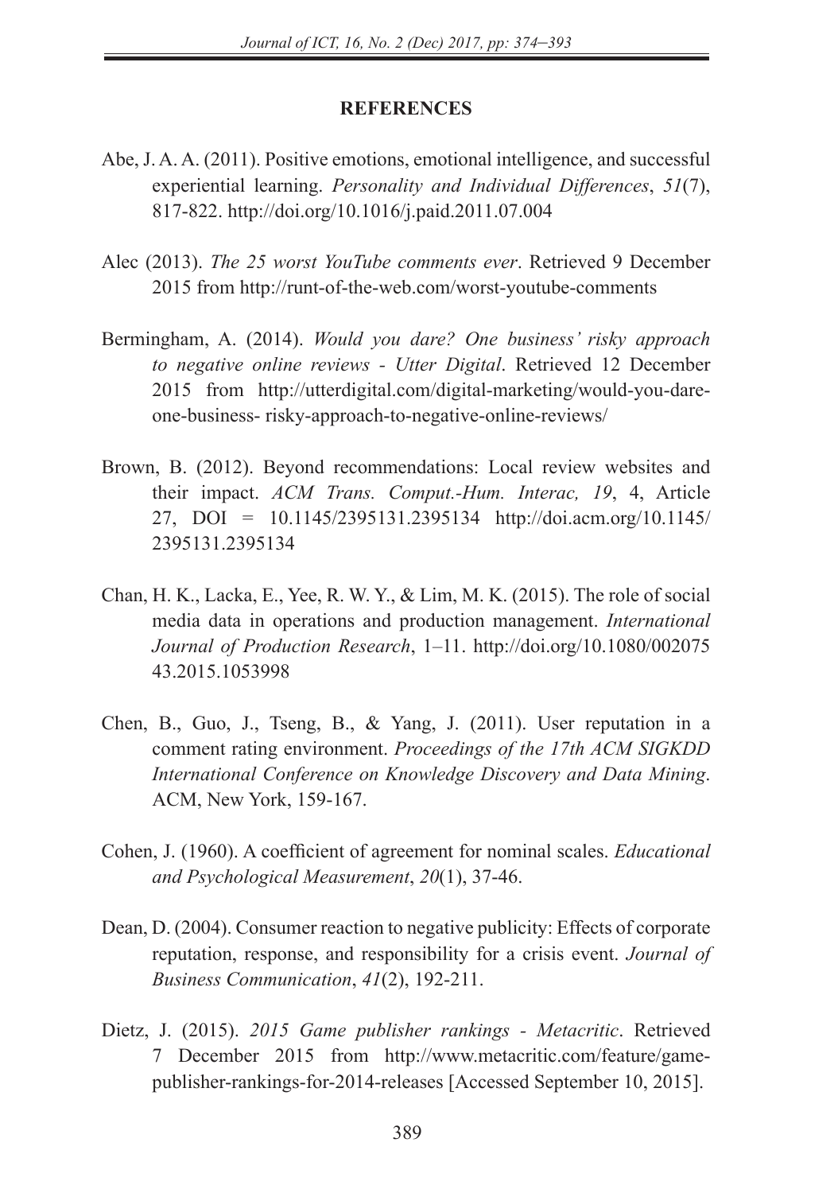## REFERENCES

Abe, J. A. A. (2011). Positive emotions, emotional intelligence, and successful experiential learning. *Personality and Individual Differences*, *51*(7), 817-822. http://doi.org/10.1016/j.paid.2011.07.004

Alec (2013). *The 25 worst YouTube comments ever*. Retrieved 9 December 2015 from http://runt-of-the-web.com/worst-youtube-comments

Bermingham, A. (2014). *Would you dare? One business' risky approach to negative online reviews - Utter Digital*. Retrieved 12 December 2015 from http://utterdigital.com/digital-marketing/would-you-dare-one-business- risky-approach-to-negative-online-reviews/

Brown, B. (2012). Beyond recommendations: Local review websites and their impact. *ACM Trans. Comput.-Hum. Interac, 19*, 4, Article 27, DOI = 10.1145/2395131.2395134 http://doi.acm.org/10.1145/2395131.2395134

Chan, H. K., Lacka, E., Yee, R. W. Y., & Lim, M. K. (2015). The role of social media data in operations and production management. *International Journal of Production Research*, 1–11. http://doi.org/10.1080/00207543.2015.1053998

Chen, B., Guo, J., Tseng, B., & Yang, J. (2011). User reputation in a comment rating environment. *Proceedings of the 17th ACM SIGKDD International Conference on Knowledge Discovery and Data Mining*. ACM, New York, 159-167.

Cohen, J. (1960). A coefficient of agreement for nominal scales. *Educational and Psychological Measurement*, *20*(1), 37-46.

Dean, D. (2004). Consumer reaction to negative publicity: Effects of corporate reputation, response, and responsibility for a crisis event. *Journal of Business Communication*, *41*(2), 192-211.

Dietz, J. (2015). *2015 Game publisher rankings - Metacritic*. Retrieved 7 December 2015 from http://www.metacritic.com/feature/game-publisher-rankings-for-2014-releases [Accessed September 10, 2015].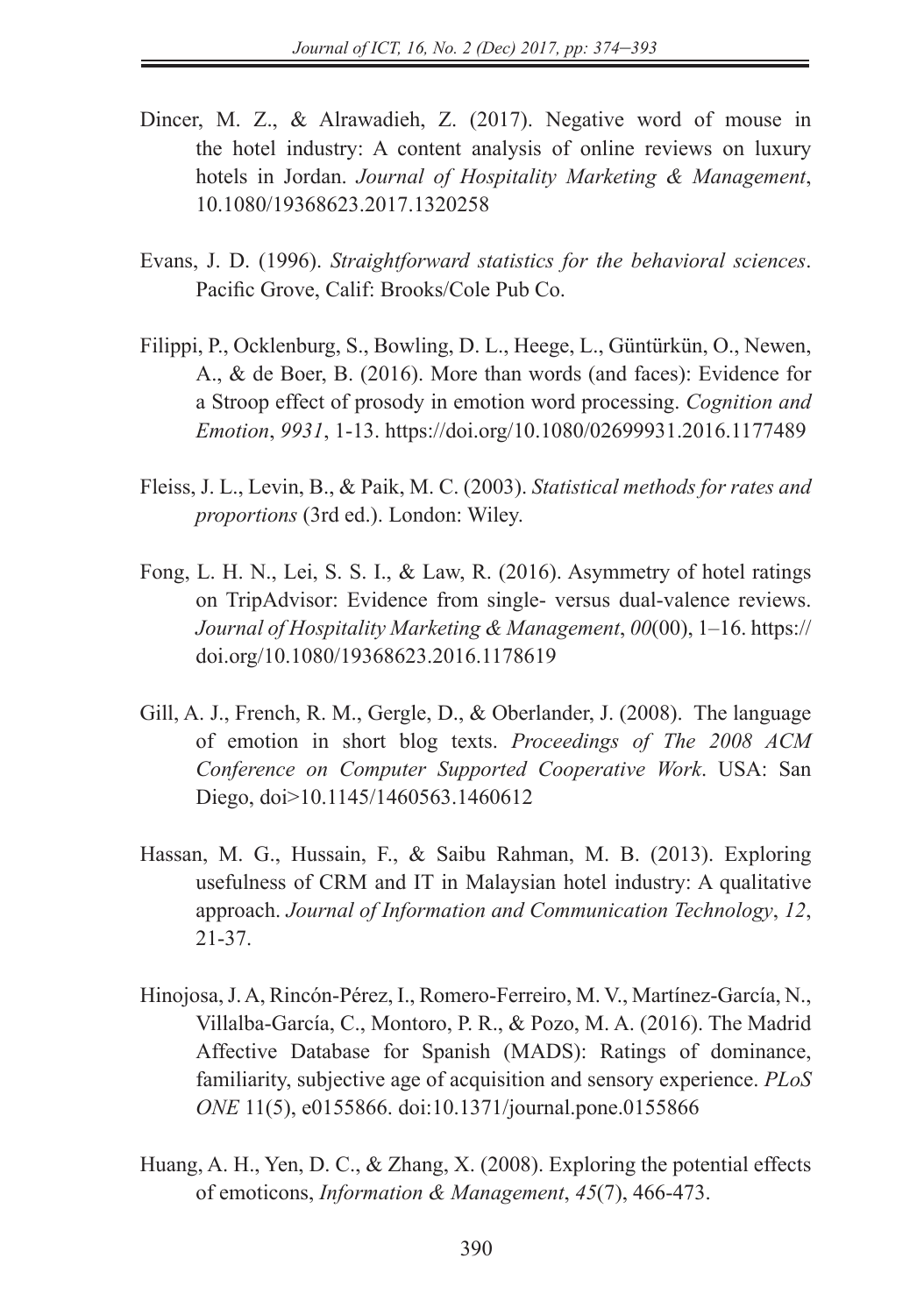Dincer, M. Z., & Alrawadieh, Z. (2017). Negative word of mouse in the hotel industry: A content analysis of online reviews on luxury hotels in Jordan. *Journal of Hospitality Marketing & Management*, 10.1080/19368623.2017.1320258

Evans, J. D. (1996). *Straightforward statistics for the behavioral sciences*. Pacific Grove, Calif: Brooks/Cole Pub Co.

Filippi, P., Ocklenburg, S., Bowling, D. L., Heege, L., Güntürkün, O., Newen, A., & de Boer, B. (2016). More than words (and faces): Evidence for a Stroop effect of prosody in emotion word processing. *Cognition and Emotion*, *9931*, 1-13. https://doi.org/10.1080/02699931.2016.1177489

Fleiss, J. L., Levin, B., & Paik, M. C. (2003). *Statistical methods for rates and proportions* (3rd ed.). London: Wiley.

Fong, L. H. N., Lei, S. S. I., & Law, R. (2016). Asymmetry of hotel ratings on TripAdvisor: Evidence from single- versus dual-valence reviews. *Journal of Hospitality Marketing & Management*, *00*(00), 1–16. https://doi.org/10.1080/19368623.2016.1178619

Gill, A. J., French, R. M., Gergle, D., & Oberlander, J. (2008). The language of emotion in short blog texts. *Proceedings of The 2008 ACM Conference on Computer Supported Cooperative Work*. USA: San Diego, doi>10.1145/1460563.1460612

Hassan, M. G., Hussain, F., & Saibu Rahman, M. B. (2013). Exploring usefulness of CRM and IT in Malaysian hotel industry: A qualitative approach. *Journal of Information and Communication Technology*, *12*, 21-37.

Hinojosa, J. A, Rincón-Pérez, I., Romero-Ferreiro, M. V., Martínez-García, N., Villalba-García, C., Montoro, P. R., & Pozo, M. A. (2016). The Madrid Affective Database for Spanish (MADS): Ratings of dominance, familiarity, subjective age of acquisition and sensory experience. *PLoS ONE* 11(5), e0155866. doi:10.1371/journal.pone.0155866

Huang, A. H., Yen, D. C., & Zhang, X. (2008). Exploring the potential effects of emoticons, *Information & Management*, *45*(7), 466-473.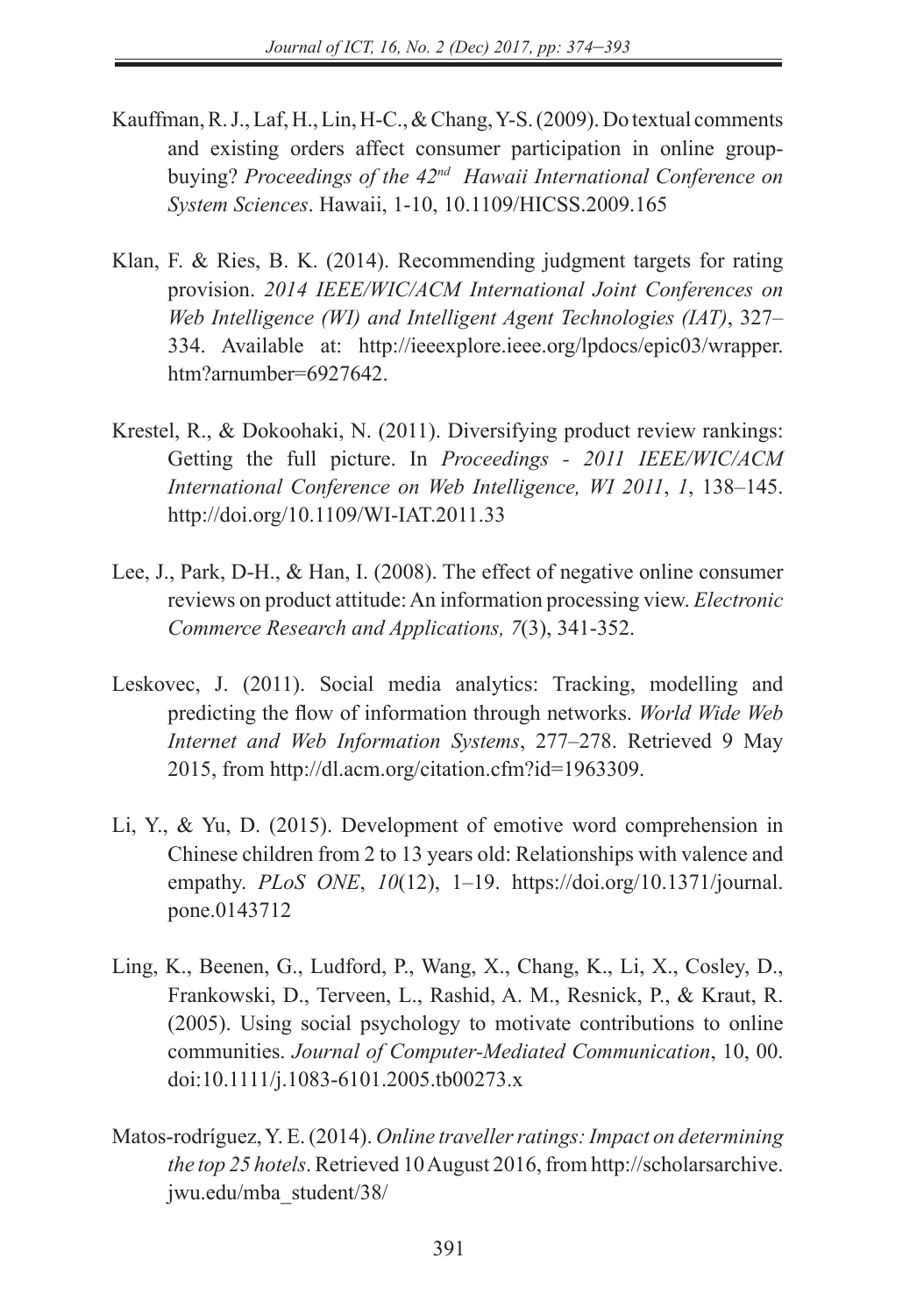Kauffman, R. J., Laf, H., Lin, H-C., & Chang, Y-S. (2009). Do textual comments and existing orders affect consumer participation in online group-buying? *Proceedings of the 42nd Hawaii International Conference on System Sciences*. Hawaii, 1-10, 10.1109/HICSS.2009.165

Klan, F. & Ries, B. K. (2014). Recommending judgment targets for rating provision. *2014 IEEE/WIC/ACM International Joint Conferences on Web Intelligence (WI) and Intelligent Agent Technologies (IAT)*, 327–334. Available at: http://ieeexplore.ieee.org/lpdocs/epic03/wrapper.htm?arnumber=6927642.

Krestel, R., & Dokoohaki, N. (2011). Diversifying product review rankings: Getting the full picture. In *Proceedings - 2011 IEEE/WIC/ACM International Conference on Web Intelligence, WI 2011*, *1*, 138–145. http://doi.org/10.1109/WI-IAT.2011.33

Lee, J., Park, D-H., & Han, I. (2008). The effect of negative online consumer reviews on product attitude: An information processing view. *Electronic Commerce Research and Applications, 7*(3), 341-352.

Leskovec, J. (2011). Social media analytics: Tracking, modelling and predicting the flow of information through networks. *World Wide Web Internet and Web Information Systems*, 277–278. Retrieved 9 May 2015, from http://dl.acm.org/citation.cfm?id=1963309.

Li, Y., & Yu, D. (2015). Development of emotive word comprehension in Chinese children from 2 to 13 years old: Relationships with valence and empathy. *PLoS ONE*, *10*(12), 1–19. https://doi.org/10.1371/journal.pone.0143712

Ling, K., Beenen, G., Ludford, P., Wang, X., Chang, K., Li, X., Cosley, D., Frankowski, D., Terveen, L., Rashid, A. M., Resnick, P., & Kraut, R. (2005). Using social psychology to motivate contributions to online communities. *Journal of Computer-Mediated Communication*, 10, 00. doi:10.1111/j.1083-6101.2005.tb00273.x

Matos-rodríguez, Y. E. (2014). *Online traveller ratings: Impact on determining the top 25 hotels*. Retrieved 10 August 2016, from http://scholarsarchive.jwu.edu/mba_student/38/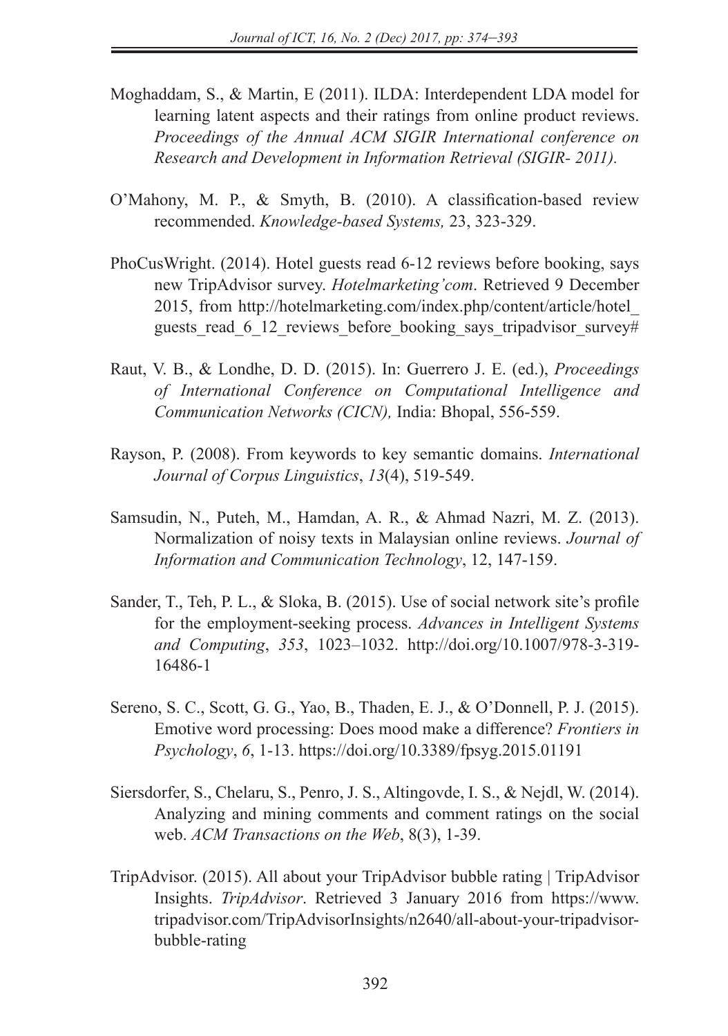Moghaddam, S., & Martin, E (2011). ILDA: Interdependent LDA model for learning latent aspects and their ratings from online product reviews. *Proceedings of the Annual ACM SIGIR International conference on Research and Development in Information Retrieval (SIGIR- 2011).*

O'Mahony, M. P., & Smyth, B. (2010). A classification-based review recommended. *Knowledge-based Systems,* 23, 323-329.

PhoCusWright. (2014). Hotel guests read 6-12 reviews before booking, says new TripAdvisor survey. *Hotelmarketing'com*. Retrieved 9 December 2015, from http://hotelmarketing.com/index.php/content/article/hotel_guests_read_6_12_reviews_before_booking_says_tripadvisor_survey#

Raut, V. B., & Londhe, D. D. (2015). In: Guerrero J. E. (ed.), *Proceedings of International Conference on Computational Intelligence and Communication Networks (CICN),* India: Bhopal, 556-559.

Rayson, P. (2008). From keywords to key semantic domains. *International Journal of Corpus Linguistics*, *13*(4), 519-549.

Samsudin, N., Puteh, M., Hamdan, A. R., & Ahmad Nazri, M. Z. (2013). Normalization of noisy texts in Malaysian online reviews. *Journal of Information and Communication Technology*, 12, 147-159.

Sander, T., Teh, P. L., & Sloka, B. (2015). Use of social network site's profile for the employment-seeking process. *Advances in Intelligent Systems and Computing*, *353*, 1023–1032. http://doi.org/10.1007/978-3-319-16486-1

Sereno, S. C., Scott, G. G., Yao, B., Thaden, E. J., & O'Donnell, P. J. (2015). Emotive word processing: Does mood make a difference? *Frontiers in Psychology*, *6*, 1-13. https://doi.org/10.3389/fpsyg.2015.01191

Siersdorfer, S., Chelaru, S., Penro, J. S., Altingovde, I. S., & Nejdl, W. (2014). Analyzing and mining comments and comment ratings on the social web. *ACM Transactions on the Web*, 8(3), 1-39.

TripAdvisor. (2015). All about your TripAdvisor bubble rating | TripAdvisor Insights. *TripAdvisor*. Retrieved 3 January 2016 from https://www.tripadvisor.com/TripAdvisorInsights/n2640/all-about-your-tripadvisor-bubble-rating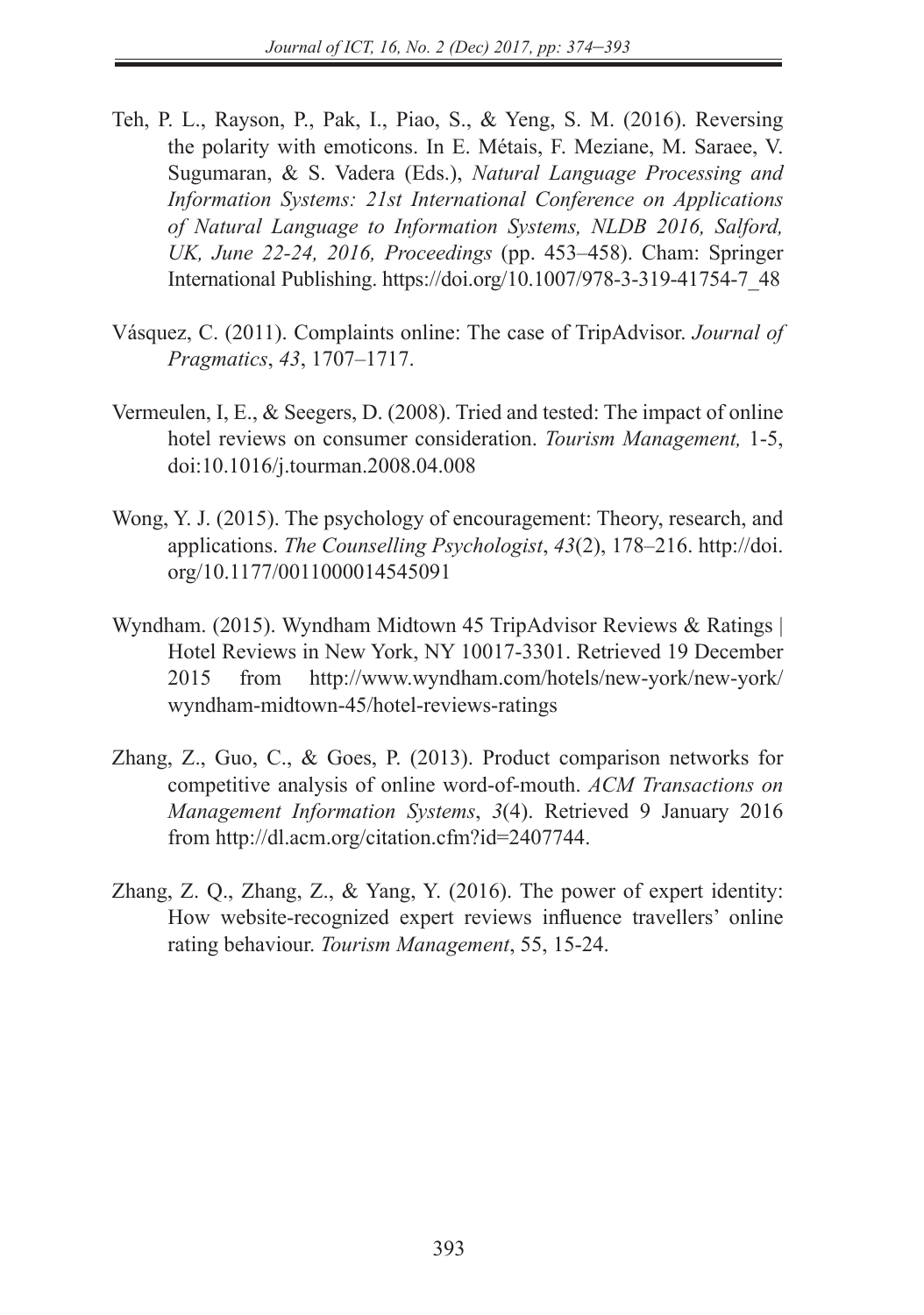Teh, P. L., Rayson, P., Pak, I., Piao, S., & Yeng, S. M. (2016). Reversing the polarity with emoticons. In E. Métais, F. Meziane, M. Saraee, V. Sugumaran, & S. Vadera (Eds.), *Natural Language Processing and Information Systems: 21st International Conference on Applications of Natural Language to Information Systems, NLDB 2016, Salford, UK, June 22-24, 2016, Proceedings* (pp. 453–458). Cham: Springer International Publishing. https://doi.org/10.1007/978-3-319-41754-7_48

Vásquez, C. (2011). Complaints online: The case of TripAdvisor. *Journal of Pragmatics*, *43*, 1707–1717.

Vermeulen, I, E., & Seegers, D. (2008). Tried and tested: The impact of online hotel reviews on consumer consideration. *Tourism Management,* 1-5, doi:10.1016/j.tourman.2008.04.008

Wong, Y. J. (2015). The psychology of encouragement: Theory, research, and applications. *The Counselling Psychologist*, *43*(2), 178–216. http://doi.org/10.1177/0011000014545091

Wyndham. (2015). Wyndham Midtown 45 TripAdvisor Reviews & Ratings | Hotel Reviews in New York, NY 10017-3301. Retrieved 19 December 2015 from http://www.wyndham.com/hotels/new-york/new-york/wyndham-midtown-45/hotel-reviews-ratings

Zhang, Z., Guo, C., & Goes, P. (2013). Product comparison networks for competitive analysis of online word-of-mouth. *ACM Transactions on Management Information Systems*, *3*(4). Retrieved 9 January 2016 from http://dl.acm.org/citation.cfm?id=2407744.

Zhang, Z. Q., Zhang, Z., & Yang, Y. (2016). The power of expert identity: How website-recognized expert reviews influence travellers' online rating behaviour. *Tourism Management*, 55, 15-24.